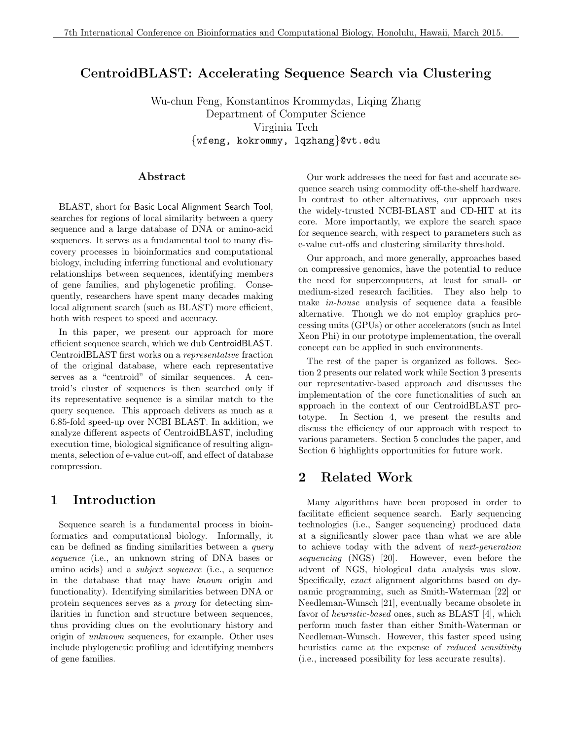# CentroidBLAST: Accelerating Sequence Search via Clustering

Wu-chun Feng, Konstantinos Krommydas, Liqing Zhang
Department of Computer Science
Virginia Tech
{wfeng, kokrommy, lqzhang}@vt.edu

## Abstract

BLAST, short for Basic Local Alignment Search Tool, searches for regions of local similarity between a query sequence and a large database of DNA or amino-acid sequences. It serves as a fundamental tool to many discovery processes in bioinformatics and computational biology, including inferring functional and evolutionary relationships between sequences, identifying members of gene families, and phylogenetic profiling. Consequently, researchers have spent many decades making local alignment search (such as BLAST) more efficient, both with respect to speed and accuracy.

In this paper, we present our approach for more efficient sequence search, which we dub CentroidBLAST. CentroidBLAST first works on a *representative* fraction of the original database, where each representative serves as a "centroid" of similar sequences. A centroid's cluster of sequences is then searched only if its representative sequence is a similar match to the query sequence. This approach delivers as much as a 6.85-fold speed-up over NCBI BLAST. In addition, we analyze different aspects of CentroidBLAST, including execution time, biological significance of resulting alignments, selection of e-value cut-off, and effect of database compression.

## 1 Introduction

Sequence search is a fundamental process in bioinformatics and computational biology. Informally, it can be defined as finding similarities between a *query sequence* (i.e., an unknown string of DNA bases or amino acids) and a *subject sequence* (i.e., a sequence in the database that may have *known* origin and functionality). Identifying similarities between DNA or protein sequences serves as a *proxy* for detecting similarities in function and structure between sequences, thus providing clues on the evolutionary history and origin of *unknown* sequences, for example. Other uses include phylogenetic profiling and identifying members of gene families.

Our work addresses the need for fast and accurate sequence search using commodity off-the-shelf hardware. In contrast to other alternatives, our approach uses the widely-trusted NCBI-BLAST and CD-HIT at its core. More importantly, we explore the search space for sequence search, with respect to parameters such as e-value cut-offs and clustering similarity threshold.

Our approach, and more generally, approaches based on compressive genomics, have the potential to reduce the need for supercomputers, at least for small- or medium-sized research facilities. They also help to make *in-house* analysis of sequence data a feasible alternative. Though we do not employ graphics processing units (GPUs) or other accelerators (such as Intel Xeon Phi) in our prototype implementation, the overall concept can be applied in such environments.

The rest of the paper is organized as follows. Section 2 presents our related work while Section 3 presents our representative-based approach and discusses the implementation of the core functionalities of such an approach in the context of our CentroidBLAST prototype. In Section 4, we present the results and discuss the efficiency of our approach with respect to various parameters. Section 5 concludes the paper, and Section 6 highlights opportunities for future work.

## 2 Related Work

Many algorithms have been proposed in order to facilitate efficient sequence search. Early sequencing technologies (i.e., Sanger sequencing) produced data at a significantly slower pace than what we are able to achieve today with the advent of *next-generation sequencing* (NGS) [20]. However, even before the advent of NGS, biological data analysis was slow. Specifically, *exact* alignment algorithms based on dynamic programming, such as Smith-Waterman [22] or Needleman-Wunsch [21], eventually became obsolete in favor of *heuristic-based* ones, such as BLAST [4], which perform much faster than either Smith-Waterman or Needleman-Wunsch. However, this faster speed using heuristics came at the expense of *reduced sensitivity* (i.e., increased possibility for less accurate results).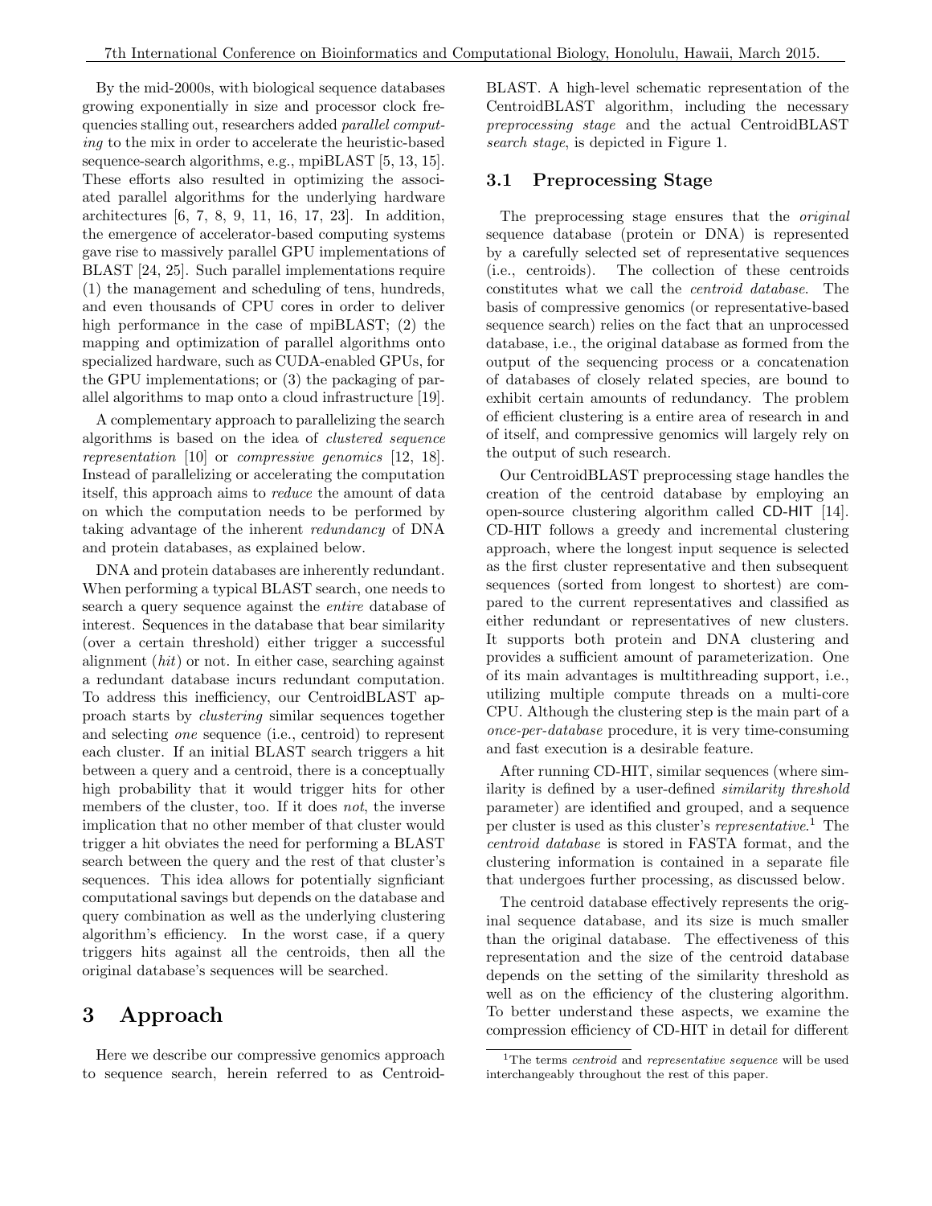By the mid-2000s, with biological sequence databases growing exponentially in size and processor clock frequencies stalling out, researchers added *parallel computing* to the mix in order to accelerate the heuristic-based sequence-search algorithms, e.g., mpiBLAST [5, 13, 15]. These efforts also resulted in optimizing the associated parallel algorithms for the underlying hardware architectures [6, 7, 8, 9, 11, 16, 17, 23]. In addition, the emergence of accelerator-based computing systems gave rise to massively parallel GPU implementations of BLAST [24, 25]. Such parallel implementations require (1) the management and scheduling of tens, hundreds, and even thousands of CPU cores in order to deliver high performance in the case of mpiBLAST; (2) the mapping and optimization of parallel algorithms onto specialized hardware, such as CUDA-enabled GPUs, for the GPU implementations; or (3) the packaging of parallel algorithms to map onto a cloud infrastructure [19].

A complementary approach to parallelizing the search algorithms is based on the idea of *clustered sequence representation* [10] or *compressive genomics* [12, 18]. Instead of parallelizing or accelerating the computation itself, this approach aims to *reduce* the amount of data on which the computation needs to be performed by taking advantage of the inherent *redundancy* of DNA and protein databases, as explained below.

DNA and protein databases are inherently redundant. When performing a typical BLAST search, one needs to search a query sequence against the *entire* database of interest. Sequences in the database that bear similarity (over a certain threshold) either trigger a successful alignment (*hit*) or not. In either case, searching against a redundant database incurs redundant computation. To address this inefficiency, our CentroidBLAST approach starts by *clustering* similar sequences together and selecting *one* sequence (i.e., centroid) to represent each cluster. If an initial BLAST search triggers a hit between a query and a centroid, there is a conceptually high probability that it would trigger hits for other members of the cluster, too. If it does *not*, the inverse implication that no other member of that cluster would trigger a hit obviates the need for performing a BLAST search between the query and the rest of that cluster's sequences. This idea allows for potentially signficiant computational savings but depends on the database and query combination as well as the underlying clustering algorithm's efficiency. In the worst case, if a query triggers hits against all the centroids, then all the original database's sequences will be searched.

# 3 Approach

Here we describe our compressive genomics approach to sequence search, herein referred to as CentroidBLAST. A high-level schematic representation of the CentroidBLAST algorithm, including the necessary *preprocessing stage* and the actual CentroidBLAST *search stage*, is depicted in Figure 1.

## 3.1 Preprocessing Stage

The preprocessing stage ensures that the *original* sequence database (protein or DNA) is represented by a carefully selected set of representative sequences (i.e., centroids). The collection of these centroids constitutes what we call the *centroid database*. The basis of compressive genomics (or representative-based sequence search) relies on the fact that an unprocessed database, i.e., the original database as formed from the output of the sequencing process or a concatenation of databases of closely related species, are bound to exhibit certain amounts of redundancy. The problem of efficient clustering is a entire area of research in and of itself, and compressive genomics will largely rely on the output of such research.

Our CentroidBLAST preprocessing stage handles the creation of the centroid database by employing an open-source clustering algorithm called CD-HIT [14]. CD-HIT follows a greedy and incremental clustering approach, where the longest input sequence is selected as the first cluster representative and then subsequent sequences (sorted from longest to shortest) are compared to the current representatives and classified as either redundant or representatives of new clusters. It supports both protein and DNA clustering and provides a sufficient amount of parameterization. One of its main advantages is multithreading support, i.e., utilizing multiple compute threads on a multi-core CPU. Although the clustering step is the main part of a *once-per-database* procedure, it is very time-consuming and fast execution is a desirable feature.

After running CD-HIT, similar sequences (where similarity is defined by a user-defined *similarity threshold* parameter) are identified and grouped, and a sequence per cluster is used as this cluster's *representative*.[1] The *centroid database* is stored in FASTA format, and the clustering information is contained in a separate file that undergoes further processing, as discussed below.

The centroid database effectively represents the original sequence database, and its size is much smaller than the original database. The effectiveness of this representation and the size of the centroid database depends on the setting of the similarity threshold as well as on the efficiency of the clustering algorithm. To better understand these aspects, we examine the compression efficiency of CD-HIT in detail for different

[1] The terms *centroid* and *representative sequence* will be used interchangeably throughout the rest of this paper.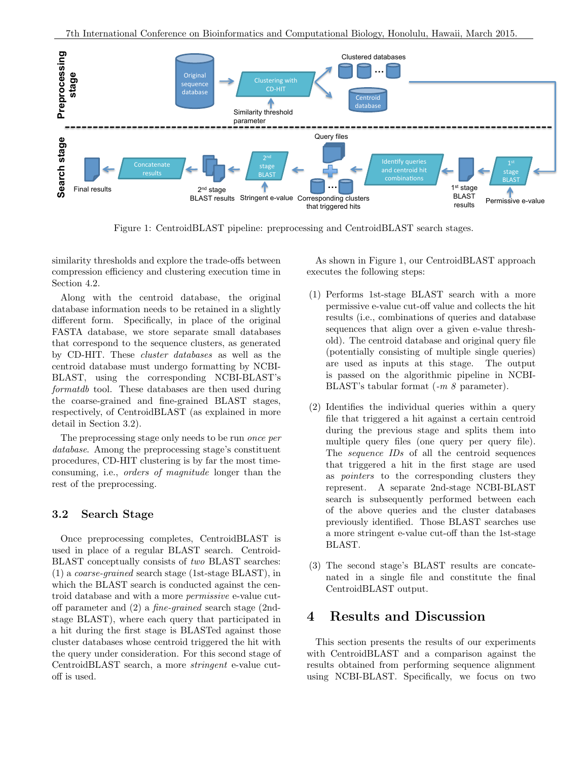Figure 1: CentroidBLAST pipeline: preprocessing and CentroidBLAST search stages.

similarity thresholds and explore the trade-offs between compression efficiency and clustering execution time in Section 4.2.

Along with the centroid database, the original database information needs to be retained in a slightly different form. Specifically, in place of the original FASTA database, we store separate small databases that correspond to the sequence clusters, as generated by CD-HIT. These *cluster databases* as well as the centroid database must undergo formatting by NCBI-BLAST, using the corresponding NCBI-BLAST's *formatdb* tool. These databases are then used during the coarse-grained and fine-grained BLAST stages, respectively, of CentroidBLAST (as explained in more detail in Section 3.2).

The preprocessing stage only needs to be run *once per database*. Among the preprocessing stage's constituent procedures, CD-HIT clustering is by far the most time-consuming, i.e., *orders of magnitude* longer than the rest of the preprocessing.

### 3.2 Search Stage

Once preprocessing completes, CentroidBLAST is used in place of a regular BLAST search. CentroidBLAST conceptually consists of *two* BLAST searches: (1) a *coarse-grained* search stage (1st-stage BLAST), in which the BLAST search is conducted against the centroid database and with a more *permissive* e-value cut-off parameter and (2) a *fine-grained* search stage (2nd-stage BLAST), where each query that participated in a hit during the first stage is BLASTed against those cluster databases whose centroid triggered the hit with the query under consideration. For this second stage of CentroidBLAST search, a more *stringent* e-value cut-off is used.

As shown in Figure 1, our CentroidBLAST approach executes the following steps:

(1) Performs 1st-stage BLAST search with a more permissive e-value cut-off value and collects the hit results (i.e., combinations of queries and database sequences that align over a given e-value threshold). The centroid database and original query file (potentially consisting of multiple single queries) are used as inputs at this stage. The output is passed on the algorithmic pipeline in NCBI-BLAST's tabular format (*-m 8* parameter).

(2) Identifies the individual queries within a query file that triggered a hit against a certain centroid during the previous stage and splits them into multiple query files (one query per query file). The *sequence IDs* of all the centroid sequences that triggered a hit in the first stage are used as *pointers* to the corresponding clusters they represent. A separate 2nd-stage NCBI-BLAST search is subsequently performed between each of the above queries and the cluster databases previously identified. Those BLAST searches use a more stringent e-value cut-off than the 1st-stage BLAST.

(3) The second stage's BLAST results are concatenated in a single file and constitute the final CentroidBLAST output.

# 4 Results and Discussion

This section presents the results of our experiments with CentroidBLAST and a comparison against the results obtained from performing sequence alignment using NCBI-BLAST. Specifically, we focus on two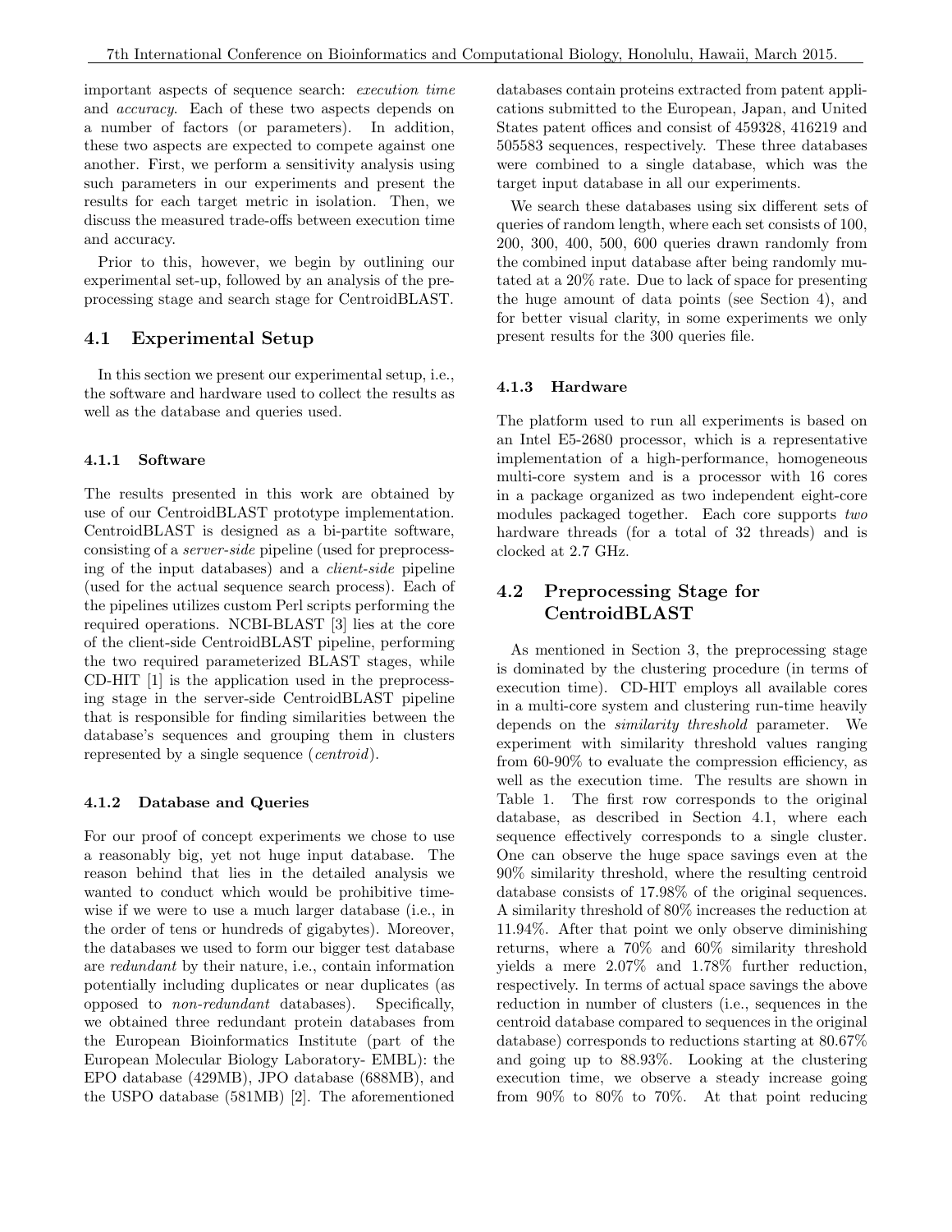important aspects of sequence search: *execution time* and *accuracy*. Each of these two aspects depends on a number of factors (or parameters). In addition, these two aspects are expected to compete against one another. First, we perform a sensitivity analysis using such parameters in our experiments and present the results for each target metric in isolation. Then, we discuss the measured trade-offs between execution time and accuracy.

Prior to this, however, we begin by outlining our experimental set-up, followed by an analysis of the preprocessing stage and search stage for CentroidBLAST.

## 4.1 Experimental Setup

In this section we present our experimental setup, i.e., the software and hardware used to collect the results as well as the database and queries used.

### 4.1.1 Software

The results presented in this work are obtained by use of our CentroidBLAST prototype implementation. CentroidBLAST is designed as a bi-partite software, consisting of a *server-side* pipeline (used for preprocessing of the input databases) and a *client-side* pipeline (used for the actual sequence search process). Each of the pipelines utilizes custom Perl scripts performing the required operations. NCBI-BLAST [3] lies at the core of the client-side CentroidBLAST pipeline, performing the two required parameterized BLAST stages, while CD-HIT [1] is the application used in the preprocessing stage in the server-side CentroidBLAST pipeline that is responsible for finding similarities between the database's sequences and grouping them in clusters represented by a single sequence (*centroid*).

### 4.1.2 Database and Queries

For our proof of concept experiments we chose to use a reasonably big, yet not huge input database. The reason behind that lies in the detailed analysis we wanted to conduct which would be prohibitive timewise if we were to use a much larger database (i.e., in the order of tens or hundreds of gigabytes). Moreover, the databases we used to form our bigger test database are *redundant* by their nature, i.e., contain information potentially including duplicates or near duplicates (as opposed to *non-redundant* databases). Specifically, we obtained three redundant protein databases from the European Bioinformatics Institute (part of the European Molecular Biology Laboratory- EMBL): the EPO database (429MB), JPO database (688MB), and the USPO database (581MB) [2]. The aforementioned databases contain proteins extracted from patent applications submitted to the European, Japan, and United States patent offices and consist of 459328, 416219 and 505583 sequences, respectively. These three databases were combined to a single database, which was the target input database in all our experiments.

We search these databases using six different sets of queries of random length, where each set consists of 100, 200, 300, 400, 500, 600 queries drawn randomly from the combined input database after being randomly mutated at a 20% rate. Due to lack of space for presenting the huge amount of data points (see Section 4), and for better visual clarity, in some experiments we only present results for the 300 queries file.

### 4.1.3 Hardware

The platform used to run all experiments is based on an Intel E5-2680 processor, which is a representative implementation of a high-performance, homogeneous multi-core system and is a processor with 16 cores in a package organized as two independent eight-core modules packaged together. Each core supports *two* hardware threads (for a total of 32 threads) and is clocked at 2.7 GHz.

## 4.2 Preprocessing Stage for CentroidBLAST

As mentioned in Section 3, the preprocessing stage is dominated by the clustering procedure (in terms of execution time). CD-HIT employs all available cores in a multi-core system and clustering run-time heavily depends on the *similarity threshold* parameter. We experiment with similarity threshold values ranging from 60-90% to evaluate the compression efficiency, as well as the execution time. The results are shown in Table 1. The first row corresponds to the original database, as described in Section 4.1, where each sequence effectively corresponds to a single cluster. One can observe the huge space savings even at the 90% similarity threshold, where the resulting centroid database consists of 17.98% of the original sequences. A similarity threshold of 80% increases the reduction at 11.94%. After that point we only observe diminishing returns, where a 70% and 60% similarity threshold yields a mere 2.07% and 1.78% further reduction, respectively. In terms of actual space savings the above reduction in number of clusters (i.e., sequences in the centroid database compared to sequences in the original database) corresponds to reductions starting at 80.67% and going up to 88.93%. Looking at the clustering execution time, we observe a steady increase going from 90% to 80% to 70%. At that point reducing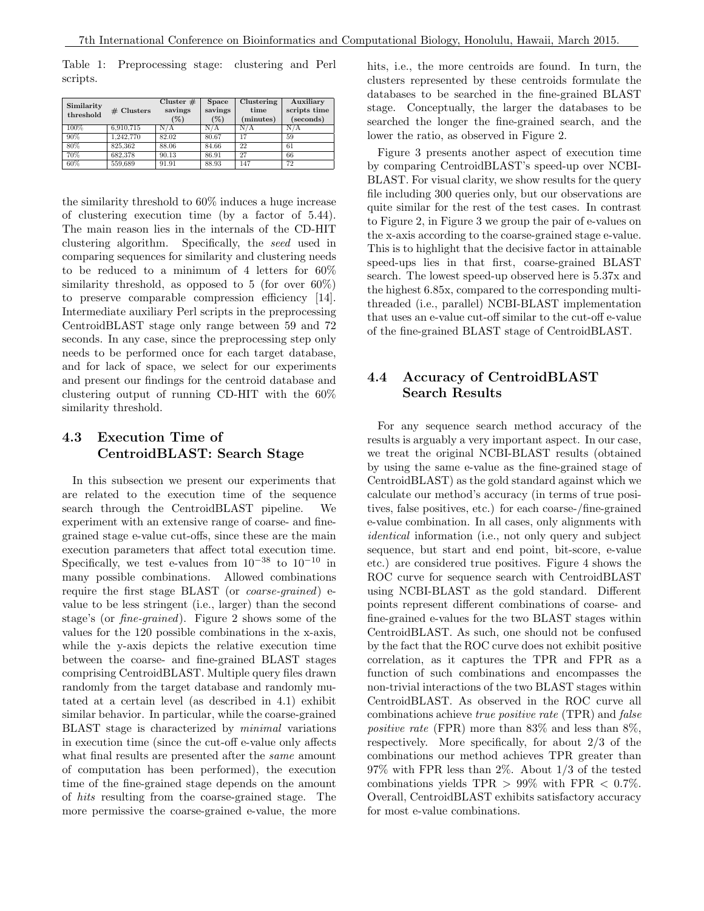Table 1: Preprocessing stage: clustering and Perl scripts.

| Similarity threshold | # Clusters | Cluster # savings (%) | Space savings (%) | Clustering time (minutes) | Auxiliary scripts time (seconds) |
|---|---|---|---|---|---|
| 100% | 6,910,715 | N/A | N/A | N/A | N/A |
| 90% | 1,242,770 | 82.02 | 80.67 | 17 | 59 |
| 80% | 825,362 | 88.06 | 84.66 | 22 | 61 |
| 70% | 682,378 | 90.13 | 86.91 | 27 | 66 |
| 60% | 559,689 | 91.91 | 88.93 | 147 | 72 |

the similarity threshold to 60% induces a huge increase of clustering execution time (by a factor of 5.44). The main reason lies in the internals of the CD-HIT clustering algorithm. Specifically, the *seed* used in comparing sequences for similarity and clustering needs to be reduced to a minimum of 4 letters for 60% similarity threshold, as opposed to 5 (for over 60%) to preserve comparable compression efficiency [14]. Intermediate auxiliary Perl scripts in the preprocessing CentroidBLAST stage only range between 59 and 72 seconds. In any case, since the preprocessing step only needs to be performed once for each target database, and for lack of space, we select for our experiments and present our findings for the centroid database and clustering output of running CD-HIT with the 60% similarity threshold.

## 4.3 Execution Time of CentroidBLAST: Search Stage

In this subsection we present our experiments that are related to the execution time of the sequence search through the CentroidBLAST pipeline. We experiment with an extensive range of coarse- and fine-grained stage e-value cut-offs, since these are the main execution parameters that affect total execution time. Specifically, we test e-values from $10^{-38}$ to $10^{-10}$ in many possible combinations. Allowed combinations require the first stage BLAST (or *coarse-grained*) e-value to be less stringent (i.e., larger) than the second stage's (or *fine-grained*). Figure 2 shows some of the values for the 120 possible combinations in the x-axis, while the y-axis depicts the relative execution time between the coarse- and fine-grained BLAST stages comprising CentroidBLAST. Multiple query files drawn randomly from the target database and randomly mutated at a certain level (as described in 4.1) exhibit similar behavior. In particular, while the coarse-grained BLAST stage is characterized by *minimal* variations in execution time (since the cut-off e-value only affects what final results are presented after the *same* amount of computation has been performed), the execution time of the fine-grained stage depends on the amount of *hits* resulting from the coarse-grained stage. The more permissive the coarse-grained e-value, the more hits, i.e., the more centroids are found. In turn, the clusters represented by these centroids formulate the databases to be searched in the fine-grained BLAST stage. Conceptually, the larger the databases to be searched the longer the fine-grained search, and the lower the ratio, as observed in Figure 2.

Figure 3 presents another aspect of execution time by comparing CentroidBLAST's speed-up over NCBI-BLAST. For visual clarity, we show results for the query file including 300 queries only, but our observations are quite similar for the rest of the test cases. In contrast to Figure 2, in Figure 3 we group the pair of e-values on the x-axis according to the coarse-grained stage e-value. This is to highlight that the decisive factor in attainable speed-ups lies in that first, coarse-grained BLAST search. The lowest speed-up observed here is 5.37x and the highest 6.85x, compared to the corresponding multi-threaded (i.e., parallel) NCBI-BLAST implementation that uses an e-value cut-off similar to the cut-off e-value of the fine-grained BLAST stage of CentroidBLAST.

## 4.4 Accuracy of CentroidBLAST Search Results

For any sequence search method accuracy of the results is arguably a very important aspect. In our case, we treat the original NCBI-BLAST results (obtained by using the same e-value as the fine-grained stage of CentroidBLAST) as the gold standard against which we calculate our method's accuracy (in terms of true positives, false positives, etc.) for each coarse-/fine-grained e-value combination. In all cases, only alignments with *identical* information (i.e., not only query and subject sequence, but start and end point, bit-score, e-value etc.) are considered true positives. Figure 4 shows the ROC curve for sequence search with CentroidBLAST using NCBI-BLAST as the gold standard. Different points represent different combinations of coarse- and fine-grained e-values for the two BLAST stages within CentroidBLAST. As such, one should not be confused by the fact that the ROC curve does not exhibit positive correlation, as it captures the TPR and FPR as a function of such combinations and encompasses the non-trivial interactions of the two BLAST stages within CentroidBLAST. As observed in the ROC curve all combinations achieve *true positive rate* (TPR) and *false positive rate* (FPR) more than 83% and less than 8%, respectively. More specifically, for about 2/3 of the combinations our method achieves TPR greater than 97% with FPR less than 2%. About 1/3 of the tested combinations yields TPR > 99% with FPR < 0.7%. Overall, CentroidBLAST exhibits satisfactory accuracy for most e-value combinations.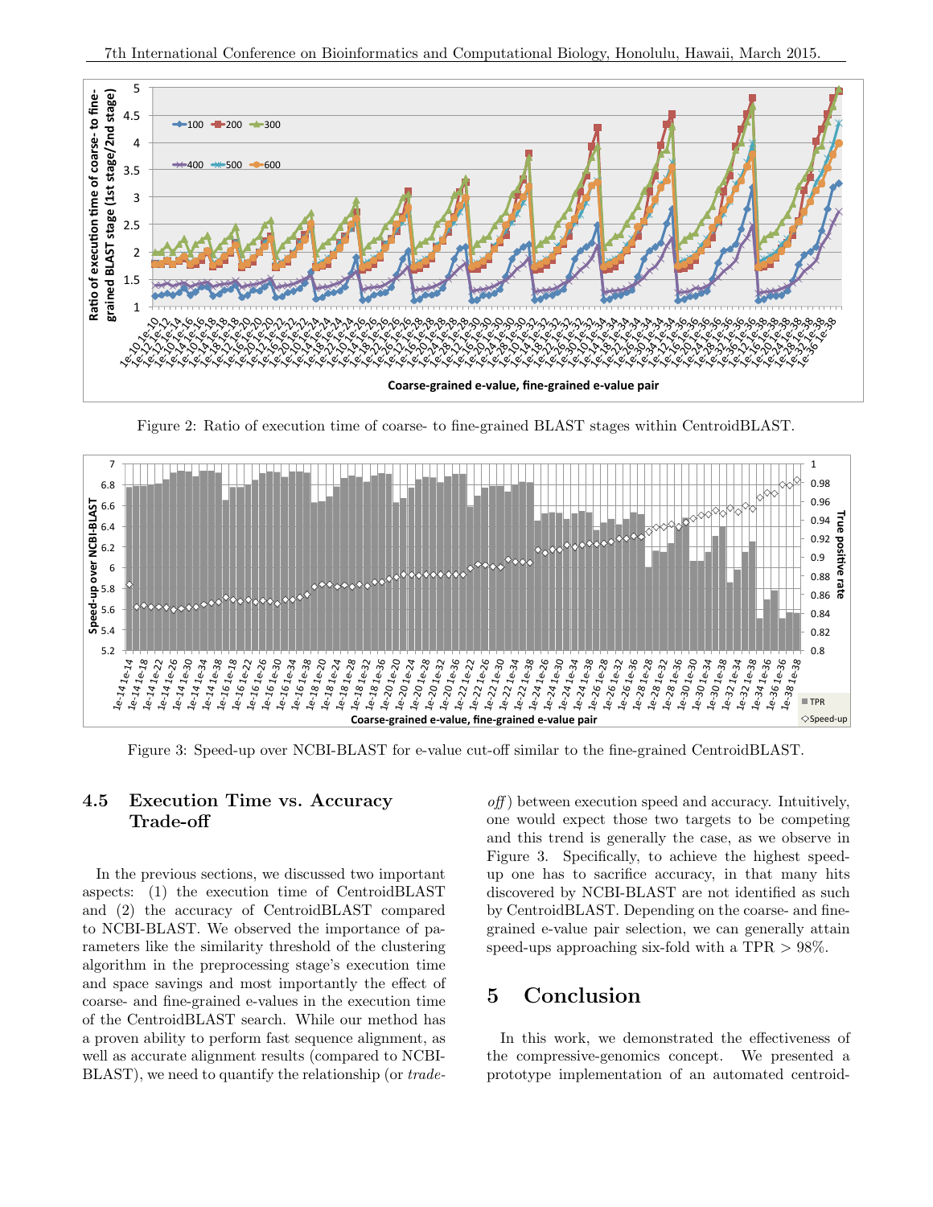Figure 2: Ratio of execution time of coarse- to fine-grained BLAST stages within CentroidBLAST.

Figure 3: Speed-up over NCBI-BLAST for e-value cut-off similar to the fine-grained CentroidBLAST.

### 4.5 Execution Time vs. Accuracy Trade-off

In the previous sections, we discussed two important aspects: (1) the execution time of CentroidBLAST and (2) the accuracy of CentroidBLAST compared to NCBI-BLAST. We observed the importance of parameters like the similarity threshold of the clustering algorithm in the preprocessing stage's execution time and space savings and most importantly the effect of coarse- and fine-grained e-values in the execution time of the CentroidBLAST search. While our method has a proven ability to perform fast sequence alignment, as well as accurate alignment results (compared to NCBI-BLAST), we need to quantify the relationship (or *trade-off*) between execution speed and accuracy. Intuitively, one would expect those two targets to be competing and this trend is generally the case, as we observe in Figure 3. Specifically, to achieve the highest speed-up one has to sacrifice accuracy, in that many hits discovered by NCBI-BLAST are not identified as such by CentroidBLAST. Depending on the coarse- and fine-grained e-value pair selection, we can generally attain speed-ups approaching six-fold with a TPR > 98%.

## 5 Conclusion

In this work, we demonstrated the effectiveness of the compressive-genomics concept. We presented a prototype implementation of an automated centroid-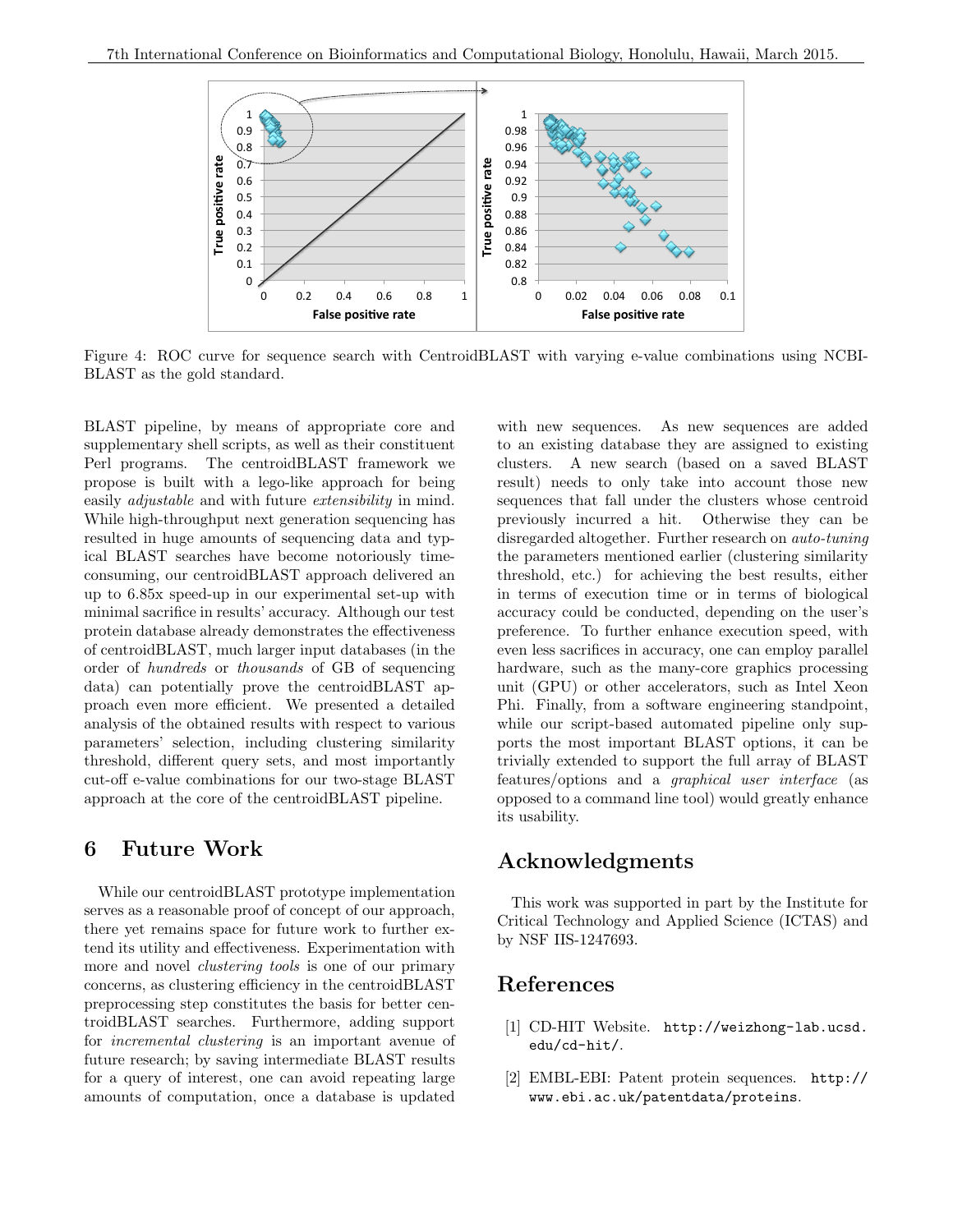Figure 4: ROC curve for sequence search with CentroidBLAST with varying e-value combinations using NCBI-BLAST as the gold standard.

BLAST pipeline, by means of appropriate core and supplementary shell scripts, as well as their constituent Perl programs. The centroidBLAST framework we propose is built with a lego-like approach for being easily *adjustable* and with future *extensibility* in mind. While high-throughput next generation sequencing has resulted in huge amounts of sequencing data and typical BLAST searches have become notoriously time-consuming, our centroidBLAST approach delivered an up to 6.85x speed-up in our experimental set-up with minimal sacrifice in results' accuracy. Although our test protein database already demonstrates the effectiveness of centroidBLAST, much larger input databases (in the order of *hundreds* or *thousands* of GB of sequencing data) can potentially prove the centroidBLAST approach even more efficient. We presented a detailed analysis of the obtained results with respect to various parameters' selection, including clustering similarity threshold, different query sets, and most importantly cut-off e-value combinations for our two-stage BLAST approach at the core of the centroidBLAST pipeline.

## 6 Future Work

While our centroidBLAST prototype implementation serves as a reasonable proof of concept of our approach, there yet remains space for future work to further extend its utility and effectiveness. Experimentation with more and novel *clustering tools* is one of our primary concerns, as clustering efficiency in the centroidBLAST preprocessing step constitutes the basis for better centroidBLAST searches. Furthermore, adding support for *incremental clustering* is an important avenue of future research; by saving intermediate BLAST results for a query of interest, one can avoid repeating large amounts of computation, once a database is updated with new sequences. As new sequences are added to an existing database they are assigned to existing clusters. A new search (based on a saved BLAST result) needs to only take into account those new sequences that fall under the clusters whose centroid previously incurred a hit. Otherwise they can be disregarded altogether. Further research on *auto-tuning* the parameters mentioned earlier (clustering similarity threshold, etc.) for achieving the best results, either in terms of execution time or in terms of biological accuracy could be conducted, depending on the user's preference. To further enhance execution speed, with even less sacrifices in accuracy, one can employ parallel hardware, such as the many-core graphics processing unit (GPU) or other accelerators, such as Intel Xeon Phi. Finally, from a software engineering standpoint, while our script-based automated pipeline only supports the most important BLAST options, it can be trivially extended to support the full array of BLAST features/options and a *graphical user interface* (as opposed to a command line tool) would greatly enhance its usability.

## Acknowledgments

This work was supported in part by the Institute for Critical Technology and Applied Science (ICTAS) and by NSF IIS-1247693.

## References

[1] CD-HIT Website. http://weizhong-lab.ucsd.edu/cd-hit/.

[2] EMBL-EBI: Patent protein sequences. http://www.ebi.ac.uk/patentdata/proteins.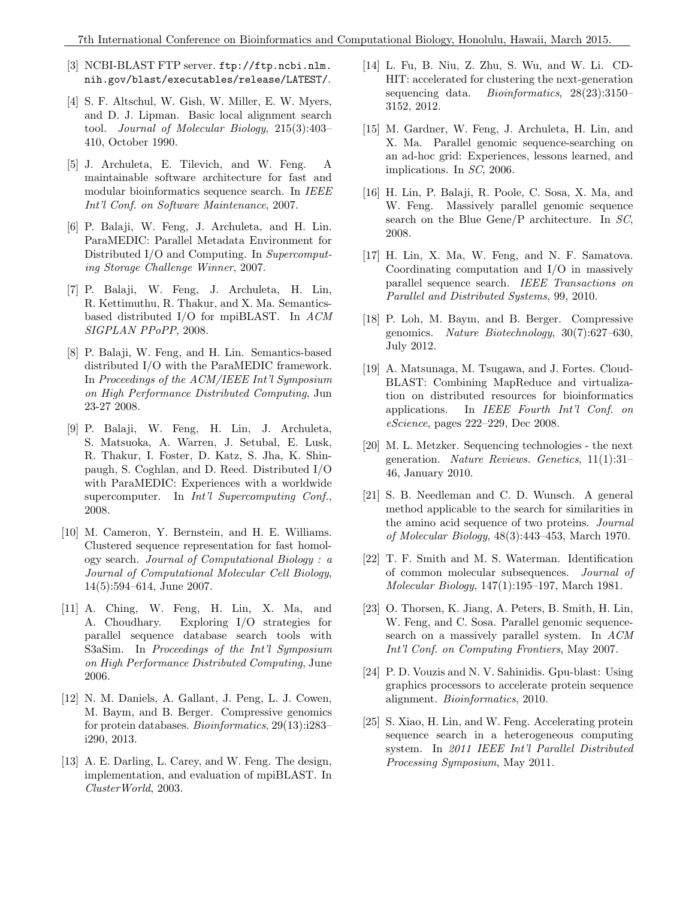[3] NCBI-BLAST FTP server. `ftp://ftp.ncbi.nlm.nih.gov/blast/executables/release/LATEST/`.

[4] S. F. Altschul, W. Gish, W. Miller, E. W. Myers, and D. J. Lipman. Basic local alignment search tool. *Journal of Molecular Biology*, 215(3):403–410, October 1990.

[5] J. Archuleta, E. Tilevich, and W. Feng. A maintainable software architecture for fast and modular bioinformatics sequence search. In *IEEE Int'l Conf. on Software Maintenance*, 2007.

[6] P. Balaji, W. Feng, J. Archuleta, and H. Lin. ParaMEDIC: Parallel Metadata Environment for Distributed I/O and Computing. In *Supercomputing Storage Challenge Winner*, 2007.

[7] P. Balaji, W. Feng, J. Archuleta, H. Lin, R. Kettimuthu, R. Thakur, and X. Ma. Semantics-based distributed I/O for mpiBLAST. In *ACM SIGPLAN PPoPP*, 2008.

[8] P. Balaji, W. Feng, and H. Lin. Semantics-based distributed I/O with the ParaMEDIC framework. In *Proceedings of the ACM/IEEE Int'l Symposium on High Performance Distributed Computing*, Jun 23-27 2008.

[9] P. Balaji, W. Feng, H. Lin, J. Archuleta, S. Matsuoka, A. Warren, J. Setubal, E. Lusk, R. Thakur, I. Foster, D. Katz, S. Jha, K. Shinpaugh, S. Coghlan, and D. Reed. Distributed I/O with ParaMEDIC: Experiences with a worldwide supercomputer. In *Int'l Supercomputing Conf.*, 2008.

[10] M. Cameron, Y. Bernstein, and H. E. Williams. Clustered sequence representation for fast homology search. *Journal of Computational Biology : a Journal of Computational Molecular Cell Biology*, 14(5):594–614, June 2007.

[11] A. Ching, W. Feng, H. Lin, X. Ma, and A. Choudhary. Exploring I/O strategies for parallel sequence database search tools with S3aSim. In *Proceedings of the Int'l Symposium on High Performance Distributed Computing*, June 2006.

[12] N. M. Daniels, A. Gallant, J. Peng, L. J. Cowen, M. Baym, and B. Berger. Compressive genomics for protein databases. *Bioinformatics*, 29(13):i283–i290, 2013.

[13] A. E. Darling, L. Carey, and W. Feng. The design, implementation, and evaluation of mpiBLAST. In *ClusterWorld*, 2003.

[14] L. Fu, B. Niu, Z. Zhu, S. Wu, and W. Li. CD-HIT: accelerated for clustering the next-generation sequencing data. *Bioinformatics*, 28(23):3150–3152, 2012.

[15] M. Gardner, W. Feng, J. Archuleta, H. Lin, and X. Ma. Parallel genomic sequence-searching on an ad-hoc grid: Experiences, lessons learned, and implications. In *SC*, 2006.

[16] H. Lin, P. Balaji, R. Poole, C. Sosa, X. Ma, and W. Feng. Massively parallel genomic sequence search on the Blue Gene/P architecture. In *SC*, 2008.

[17] H. Lin, X. Ma, W. Feng, and N. F. Samatova. Coordinating computation and I/O in massively parallel sequence search. *IEEE Transactions on Parallel and Distributed Systems*, 99, 2010.

[18] P. Loh, M. Baym, and B. Berger. Compressive genomics. *Nature Biotechnology*, 30(7):627–630, July 2012.

[19] A. Matsunaga, M. Tsugawa, and J. Fortes. Cloud-BLAST: Combining MapReduce and virtualization on distributed resources for bioinformatics applications. In *IEEE Fourth Int'l Conf. on eScience*, pages 222–229, Dec 2008.

[20] M. L. Metzker. Sequencing technologies - the next generation. *Nature Reviews. Genetics*, 11(1):31–46, January 2010.

[21] S. B. Needleman and C. D. Wunsch. A general method applicable to the search for similarities in the amino acid sequence of two proteins. *Journal of Molecular Biology*, 48(3):443–453, March 1970.

[22] T. F. Smith and M. S. Waterman. Identification of common molecular subsequences. *Journal of Molecular Biology*, 147(1):195–197, March 1981.

[23] O. Thorsen, K. Jiang, A. Peters, B. Smith, H. Lin, W. Feng, and C. Sosa. Parallel genomic sequence-search on a massively parallel system. In *ACM Int'l Conf. on Computing Frontiers*, May 2007.

[24] P. D. Vouzis and N. V. Sahinidis. Gpu-blast: Using graphics processors to accelerate protein sequence alignment. *Bioinformatics*, 2010.

[25] S. Xiao, H. Lin, and W. Feng. Accelerating protein sequence search in a heterogeneous computing system. In *2011 IEEE Int'l Parallel Distributed Processing Symposium*, May 2011.